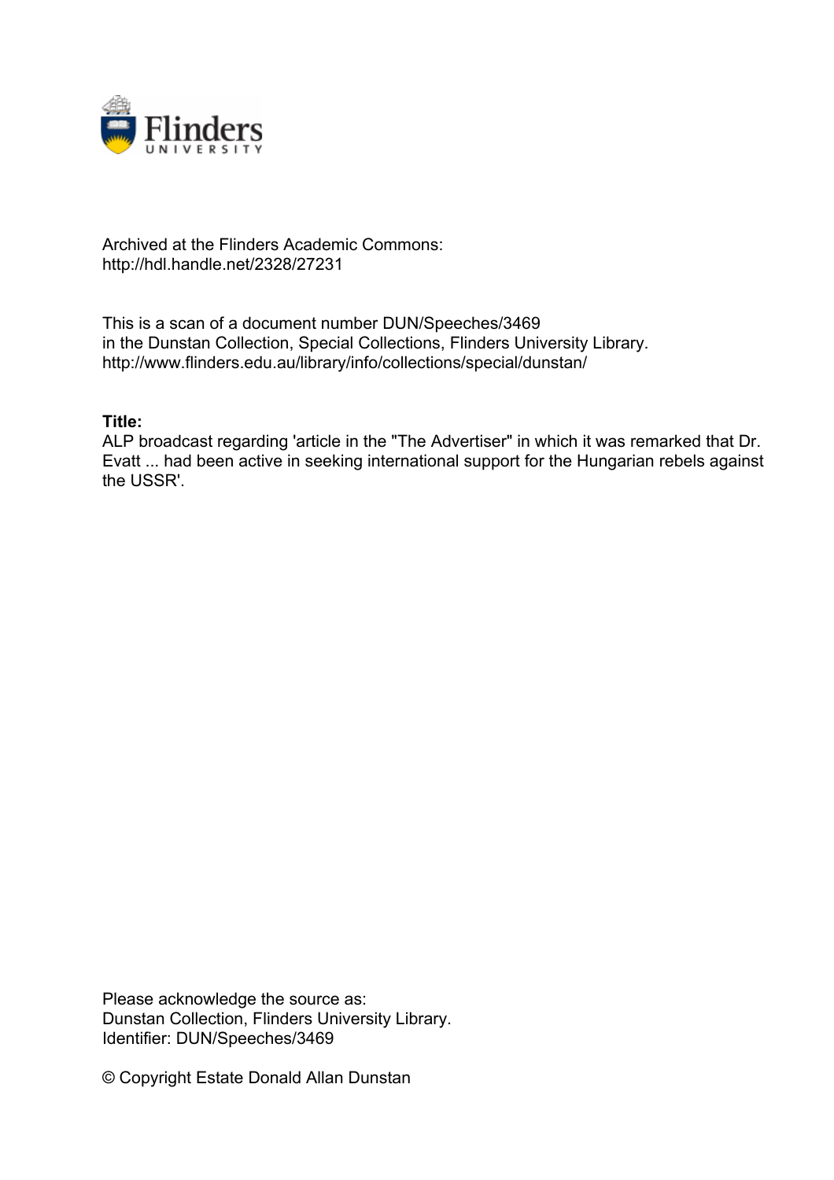Archived at the Flinders Academic Commons:
http://hdl.handle.net/2328/27231

This is a scan of a document number DUN/Speeches/3469
in the Dunstan Collection, Special Collections, Flinders University Library.
http://www.flinders.edu.au/library/info/collections/special/dunstan/

**Title:**
ALP broadcast regarding 'article in the "The Advertiser" in which it was remarked that Dr. Evatt ... had been active in seeking international support for the Hungarian rebels against the USSR'.

Please acknowledge the source as:
Dunstan Collection, Flinders University Library.
Identifier: DUN/Speeches/3469

© Copyright Estate Donald Allan Dunstan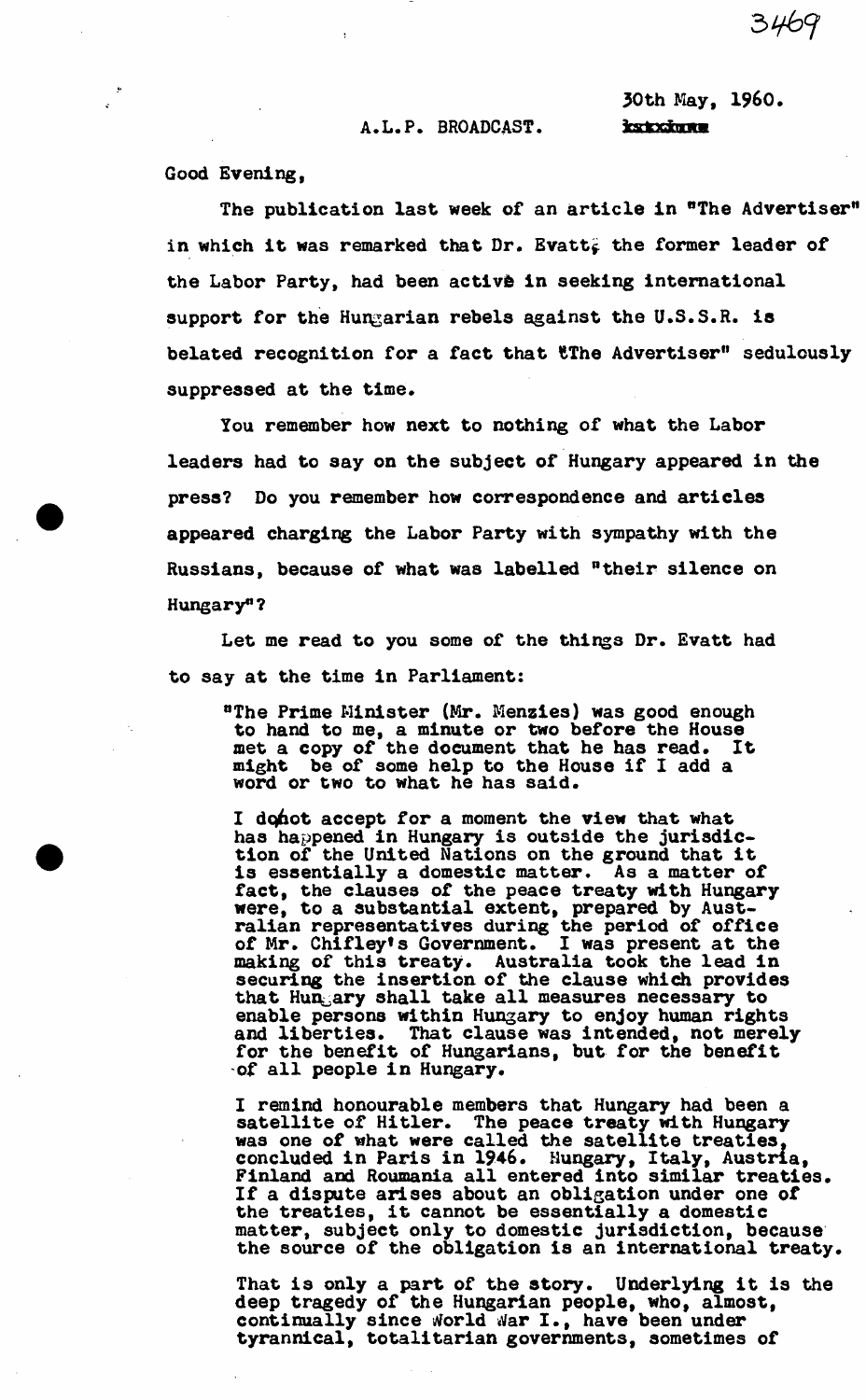30th May, 1960.

A.L.P. BROADCAST.

Good Evening,

The publication last week of an article in "The Advertiser" in which it was remarked that Dr. Evatt, the former leader of the Labor Party, had been active in seeking international support for the Hungarian rebels against the U.S.S.R. is belated recognition for a fact that "The Advertiser" sedulously suppressed at the time.

You remember how next to nothing of what the Labor leaders had to say on the subject of Hungary appeared in the press? Do you remember how correspondence and articles appeared charging the Labor Party with sympathy with the Russians, because of what was labelled "their silence on Hungary"?

Let me read to you some of the things Dr. Evatt had to say at the time in Parliament:

> "The Prime Minister (Mr. Menzies) was good enough to hand to me, a minute or two before the House met a copy of the document that he has read. It might be of some help to the House if I add a word or two to what he has said.
>
> I do not accept for a moment the view that what has happened in Hungary is outside the jurisdiction of the United Nations on the ground that it is essentially a domestic matter. As a matter of fact, the clauses of the peace treaty with Hungary were, to a substantial extent, prepared by Australian representatives during the period of office of Mr. Chifley's Government. I was present at the making of this treaty. Australia took the lead in securing the insertion of the clause which provides that Hungary shall take all measures necessary to enable persons within Hungary to enjoy human rights and liberties. That clause was intended, not merely for the benefit of Hungarians, but for the benefit of all people in Hungary.
>
> I remind honourable members that Hungary had been a satellite of Hitler. The peace treaty with Hungary was one of what were called the satellite treaties, concluded in Paris in 1946. Hungary, Italy, Austria, Finland and Roumania all entered into similar treaties. If a dispute arises about an obligation under one of the treaties, it cannot be essentially a domestic matter, subject only to domestic jurisdiction, because the source of the obligation is an international treaty.
>
> That is only a part of the story. Underlying it is the deep tragedy of the Hungarian people, who, almost, continually since World War I., have been under tyrannical, totalitarian governments, sometimes of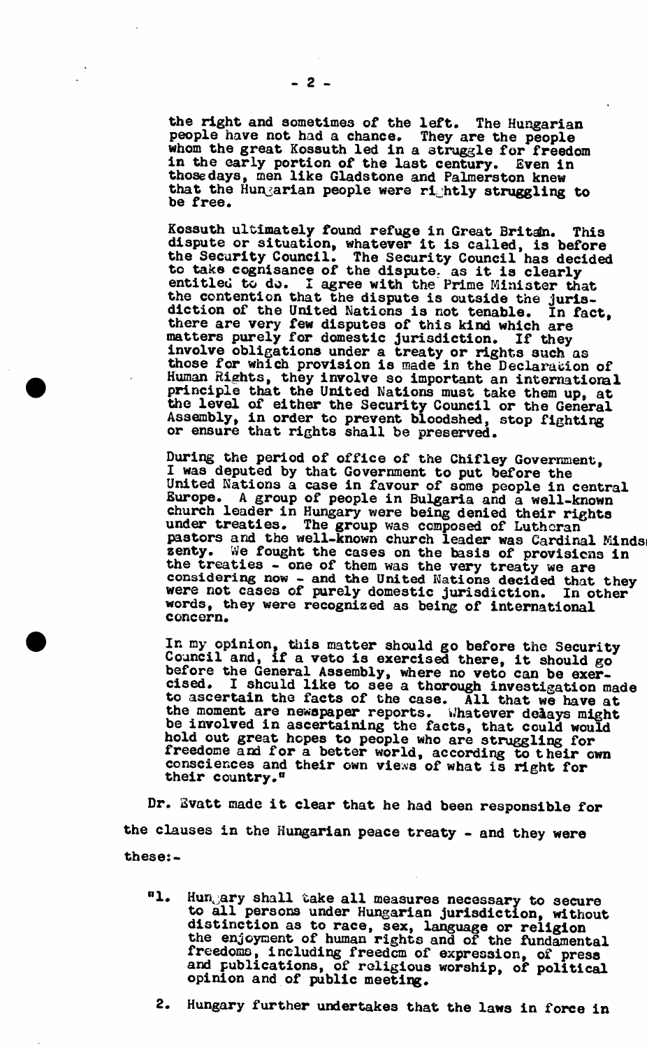the right and sometimes of the left. The Hungarian people have not had a chance. They are the people whom the great Kossuth led in a struggle for freedom in the early portion of the last century. Even in those days, men like Gladstone and Palmerston knew that the Hungarian people were rightly struggling to be free.

Kossuth ultimately found refuge in Great Britain. This dispute or situation, whatever it is called, is before the Security Council. The Security Council has decided to take cognisance of the dispute, as it is clearly entitled to do. I agree with the Prime Minister that the contention that the dispute is outside the jurisdiction of the United Nations is not tenable. In fact, there are very few disputes of this kind which are matters purely for domestic jurisdiction. If they involve obligations under a treaty or rights such as those for which provision is made in the Declaration of Human Rights, they involve so important an international principle that the United Nations must take them up, at the level of either the Security Council or the General Assembly, in order to prevent bloodshed, stop fighting or ensure that rights shall be preserved.

During the period of office of the Chifley Government, I was deputed by that Government to put before the United Nations a case in favour of some people in central Europe. A group of people in Bulgaria and a well-known church leader in Hungary were being denied their rights under treaties. The group was composed of Lutheran pastors and the well-known church leader was Cardinal Mindszenty. We fought the cases on the basis of provisions in the treaties - one of them was the very treaty we are considering now - and the United Nations decided that they were not cases of purely domestic jurisdiction. In other words, they were recognized as being of international concern.

In my opinion, this matter should go before the Security Council and, if a veto is exercised there, it should go before the General Assembly, where no veto can be exercised. I should like to see a thorough investigation made to ascertain the facts of the case. All that we have at the moment are newspaper reports. Whatever delays might be involved in ascertaining the facts, that could would hold out great hopes to people who are struggling for freedome and for a better world, according to their own consciences and their own views of what is right for their country."

Dr. Evatt made it clear that he had been responsible for the clauses in the Hungarian peace treaty - and they were these:-

"1. Hungary shall take all measures necessary to secure to all persons under Hungarian jurisdiction, without distinction as to race, sex, language or religion the enjoyment of human rights and of the fundamental freedoms, including freedom of expression, of press and publications, of religious worship, of political opinion and of public meeting.

2. Hungary further undertakes that the laws in force in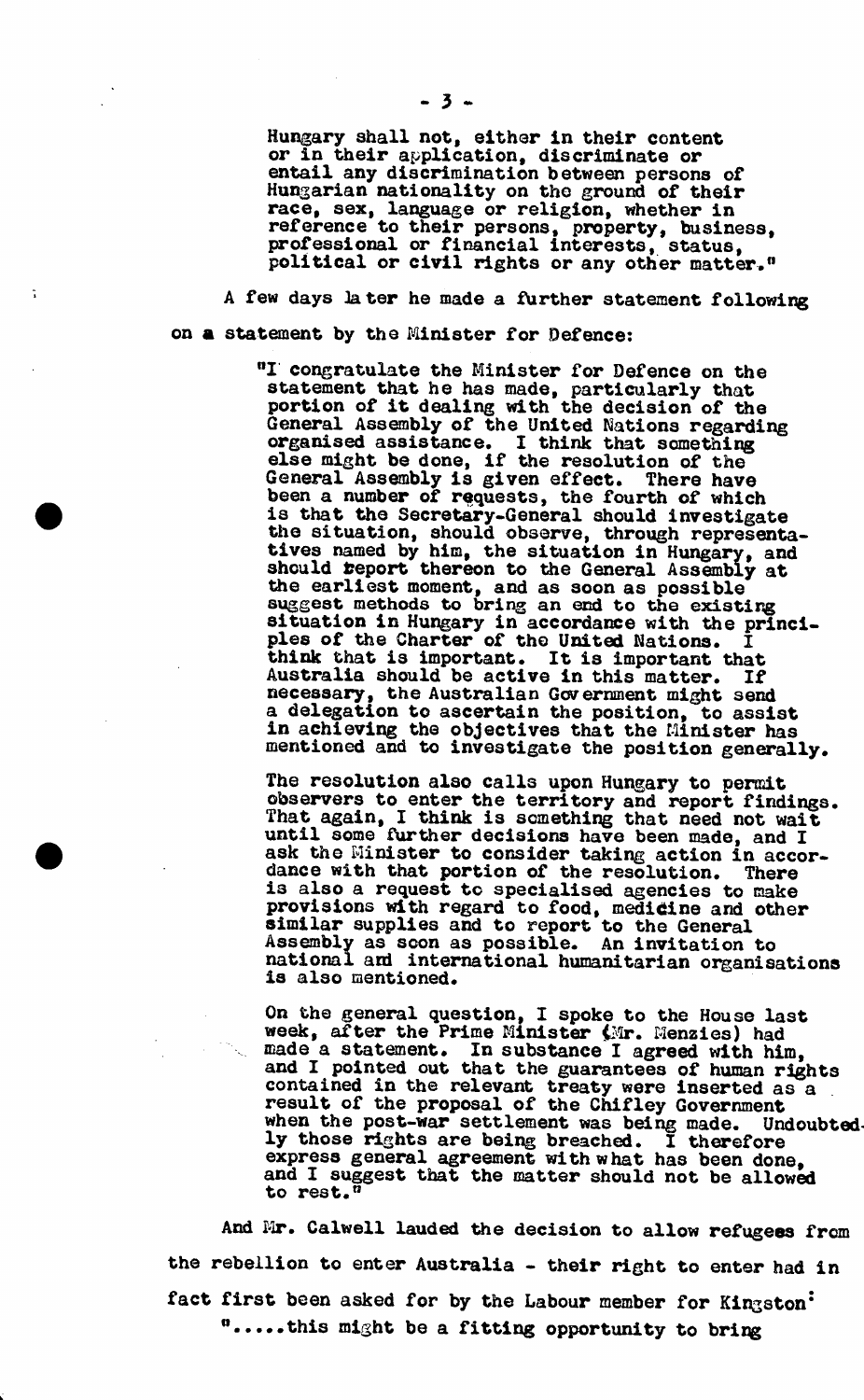Hungary shall not, either in their content or in their application, discriminate or entail any discrimination between persons of Hungarian nationality on the ground of their race, sex, language or religion, whether in reference to their persons, property, business, professional or financial interests, status, political or civil rights or any other matter."

A few days later he made a further statement following on a statement by the Minister for Defence:

> "I congratulate the Minister for Defence on the statement that he has made, particularly that portion of it dealing with the decision of the General Assembly of the United Nations regarding organised assistance. I think that something else might be done, if the resolution of the General Assembly is given effect. There have been a number of requests, the fourth of which is that the Secretary-General should investigate the situation, should observe, through representatives named by him, the situation in Hungary, and should report thereon to the General Assembly at the earliest moment, and as soon as possible suggest methods to bring an end to the existing situation in Hungary in accordance with the principles of the Charter of the United Nations. I think that is important. It is important that Australia should be active in this matter. If necessary, the Australian Government might send a delegation to ascertain the position, to assist in achieving the objectives that the Minister has mentioned and to investigate the position generally.
>
> The resolution also calls upon Hungary to permit observers to enter the territory and report findings. That again, I think is something that need not wait until some further decisions have been made, and I ask the Minister to consider taking action in accordance with that portion of the resolution. There is also a request to specialised agencies to make provisions with regard to food, medicine and other similar supplies and to report to the General Assembly as soon as possible. An invitation to national and international humanitarian organisations is also mentioned.
>
> On the general question, I spoke to the House last week, after the Prime Minister (Mr. Menzies) had made a statement. In substance I agreed with him, and I pointed out that the guarantees of human rights contained in the relevant treaty were inserted as a result of the proposal of the Chifley Government when the post-war settlement was being made. Undoubtedly those rights are being breached. I therefore express general agreement with what has been done, and I suggest that the matter should not be allowed to rest."

And Mr. Calwell lauded the decision to allow refugees from the rebellion to enter Australia - their right to enter had in fact first been asked for by the Labour member for Kingston:

> ".....this might be a fitting opportunity to bring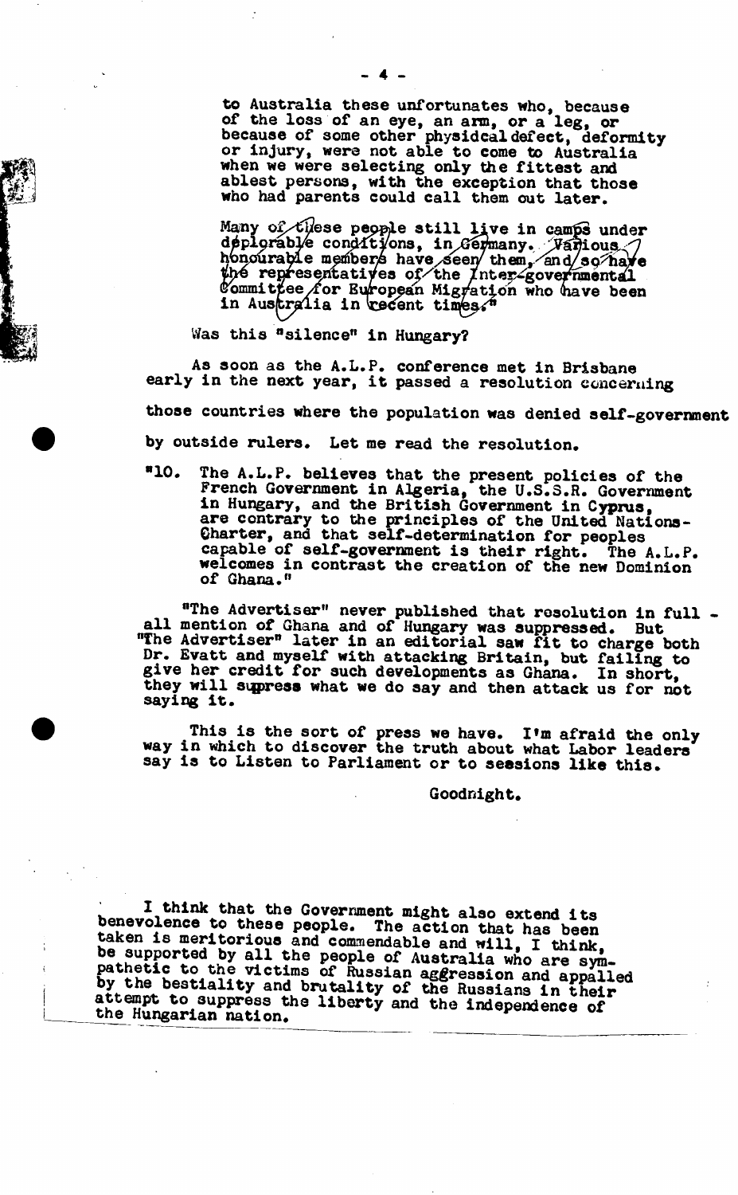to Australia these unfortunates who, because of the loss of an eye, an arm, or a leg, or because of some other physidcal defect, deformity or injury, were not able to come to Australia when we were selecting only the fittest and ablest persons, with the exception that those who had parents could call them out later.

Many of these people still live in camps under deplorable conditions, in Germany. Various honourable members have seen them, and so have the representatives of the Inter-governmental Committee for European Migration who have been in Australia in recent times."

Was this "silence" in Hungary?

As soon as the A.L.P. conference met in Brisbane early in the next year, it passed a resolution concerning those countries where the population was denied self-government by outside rulers. Let me read the resolution.

"10. The A.L.P. believes that the present policies of the French Government in Algeria, the U.S.S.R. Government in Hungary, and the British Government in Cyprus, are contrary to the principles of the United Nations Charter, and that self-determination for peoples capable of self-government is their right. The A.L.P. welcomes in contrast the creation of the new Dominion of Ghana."

"The Advertiser" never published that resolution in full - all mention of Ghana and of Hungary was suppressed. But "The Advertiser" later in an editorial saw fit to charge both Dr. Evatt and myself with attacking Britain, but failing to give her credit for such developments as Ghana. In short, they will supress what we do say and then attack us for not saying it.

This is the sort of press we have. I'm afraid the only way in which to discover the truth about what Labor leaders say is to Listen to Parliament or to sessions like this.

Goodnight.

I think that the Government might also extend its benevolence to these people. The action that has been taken is meritorious and commendable and will, I think, be supported by all the people of Australia who are sympathetic to the victims of Russian aggression and appalled by the bestiality and brutality of the Russians in their attempt to suppress the liberty and the independence of the Hungarian nation.